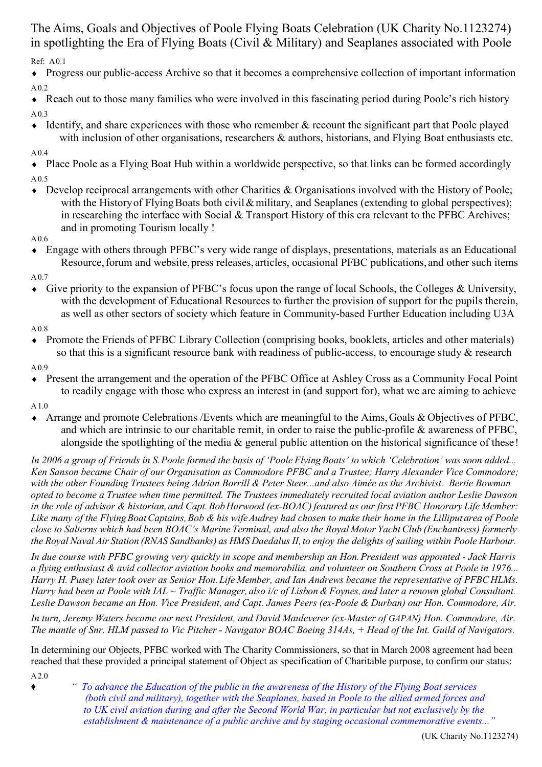# The Aims, Goals and Objectives of Poole Flying Boats Celebration (UK Charity No.1123274) in spotlighting the Era of Flying Boats (Civil & Military) and Seaplanes associated with Poole

Ref: A0.1

- Progress our public-access Archive so that it becomes a comprehensive collection of important information

A0.2

- Reach out to those many families who were involved in this fascinating period during Poole's rich history

A0.3

- Identify, and share experiences with those who remember & recount the significant part that Poole played with inclusion of other organisations, researchers & authors, historians, and Flying Boat enthusiasts etc.

A0.4

- Place Poole as a Flying Boat Hub within a worldwide perspective, so that links can be formed accordingly

A0.5

- Develop reciprocal arrangements with other Charities & Organisations involved with the History of Poole; with the History of Flying Boats both civil & military, and Seaplanes (extending to global perspectives); in researching the interface with Social & Transport History of this era relevant to the PFBC Archives; and in promoting Tourism locally !

A0.6

- Engage with others through PFBC's very wide range of displays, presentations, materials as an Educational Resource, forum and website, press releases, articles, occasional PFBC publications, and other such items

A0.7

- Give priority to the expansion of PFBC's focus upon the range of local Schools, the Colleges & University, with the development of Educational Resources to further the provision of support for the pupils therein, as well as other sectors of society which feature in Community-based Further Education including U3A

A0.8

- Promote the Friends of PFBC Library Collection (comprising books, booklets, articles and other materials) so that this is a significant resource bank with readiness of public-access, to encourage study & research

A0.9

- Present the arrangement and the operation of the PFBC Office at Ashley Cross as a Community Focal Point to readily engage with those who express an interest in (and support for), what we are aiming to achieve

A1.0

- Arrange and promote Celebrations /Events which are meaningful to the Aims, Goals & Objectives of PFBC, and which are intrinsic to our charitable remit, in order to raise the public-profile & awareness of PFBC, alongside the spotlighting of the media & general public attention on the historical significance of these !

*In 2006 a group of Friends in S. Poole formed the basis of 'Poole Flying Boats' to which 'Celebration' was soon added... Ken Sanson became Chair of our Organisation as Commodore PFBC and a Trustee; Harry Alexander Vice Commodore; with the other Founding Trustees being Adrian Borrill & Peter Steer...and also Aimée as the Archivist. Bertie Bowman opted to become a Trustee when time permitted. The Trustees immediately recruited local aviation author Leslie Dawson in the role of advisor & historian, and Capt. Bob Harwood (ex-BOAC) featured as our first PFBC Honorary Life Member: Like many of the Flying Boat Captains, Bob & his wife Audrey had chosen to make their home in the Lilliput area of Poole close to Salterns which had been BOAC's Marine Terminal, and also the Royal Motor Yacht Club (Enchantress) formerly the Royal Naval Air Station (RNAS Sandbanks) as HMS Daedalus II, to enjoy the delights of sailing within Poole Harbour.*

*In due course with PFBC growing very quickly in scope and membership an Hon. President was appointed - Jack Harris a flying enthusiast & avid collector aviation books and memorabilia, and volunteer on Southern Cross at Poole in 1976... Harry H. Pusey later took over as Senior Hon. Life Member, and Ian Andrews became the representative of PFBC HLMs. Harry had been at Poole with IAL ~ Traffic Manager, also i/c of Lisbon & Foynes, and later a renown global Consultant. Leslie Dawson became an Hon. Vice President, and Capt. James Peers (ex-Poole & Durban) our Hon. Commodore, Air.*

*In turn, Jeremy Waters became our next President, and David Mauleverer (ex-Master of GAPAN) Hon. Commodore, Air. The mantle of Snr. HLM passed to Vic Pitcher - Navigator BOAC Boeing 314As, + Head of the Int. Guild of Navigators.*

In determining our Objects, PFBC worked with The Charity Commissioners, so that in March 2008 agreement had been reached that these provided a principal statement of Object as specification of Charitable purpose, to confirm our status:

A2.0

- *" To advance the Education of the public in the awareness of the History of the Flying Boat services (both civil and military), together with the Seaplanes, based in Poole to the allied armed forces and to UK civil aviation during and after the Second World War, in particular but not exclusively by the establishment & maintenance of a public archive and by staging occasional commemorative events..."*

(UK Charity No.1123274)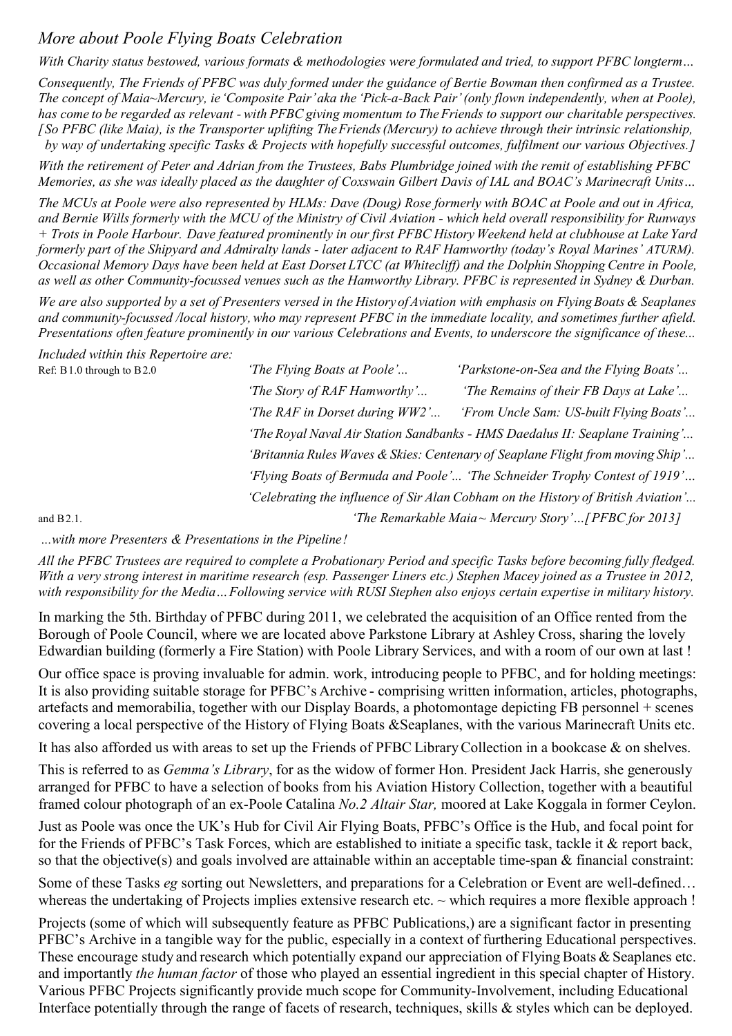## *More about Poole Flying Boats Celebration*

*With Charity status bestowed, various formats & methodologies were formulated and tried, to support PFBC longterm…*

*Consequently, The Friends of PFBC was duly formed under the guidance of Bertie Bowman then confirmed as a Trustee. The concept of Maia~Mercury, ie 'Composite Pair' aka the 'Pick-a-Back Pair' (only flown independently, when at Poole), has come to be regarded as relevant - with PFBC giving momentum to The Friends to support our charitable perspectives. [So PFBC (like Maia), is the Transporter uplifting The Friends (Mercury) to achieve through their intrinsic relationship, by way of undertaking specific Tasks & Projects with hopefully successful outcomes, fulfilment our various Objectives.]*

*With the retirement of Peter and Adrian from the Trustees, Babs Plumbridge joined with the remit of establishing PFBC Memories, as she was ideally placed as the daughter of Coxswain Gilbert Davis of IAL and BOAC's Marinecraft Units…*

*The MCUs at Poole were also represented by HLMs: Dave (Doug) Rose formerly with BOAC at Poole and out in Africa, and Bernie Wills formerly with the MCU of the Ministry of Civil Aviation - which held overall responsibility for Runways + Trots in Poole Harbour. Dave featured prominently in our first PFBC History Weekend held at clubhouse at Lake Yard formerly part of the Shipyard and Admiralty lands - later adjacent to RAF Hamworthy (today's Royal Marines' ATURM). Occasional Memory Days have been held at East Dorset LTCC (at Whitecliff) and the Dolphin Shopping Centre in Poole, as well as other Community-focussed venues such as the Hamworthy Library. PFBC is represented in Sydney & Durban.*

*We are also supported by a set of Presenters versed in the History of Aviation with emphasis on Flying Boats & Seaplanes and community-focussed /local history, who may represent PFBC in the immediate locality, and sometimes further afield. Presentations often feature prominently in our various Celebrations and Events, to underscore the significance of these...*

*Included within this Repertoire are:*

Ref: B1.0 through to B2.0

- *'The Flying Boats at Poole'...*
- *'Parkstone-on-Sea and the Flying Boats'...*
- *'The Story of RAF Hamworthy'...*
- *'The Remains of their FB Days at Lake'...*
- *'The RAF in Dorset during WW2'...*
- *'From Uncle Sam: US-built Flying Boats'...*
- *'The Royal Naval Air Station Sandbanks - HMS Daedalus II: Seaplane Training'...*
- *'Britannia Rules Waves & Skies: Centenary of Seaplane Flight from moving Ship'...*
- *'Flying Boats of Bermuda and Poole'...*
- *'The Schneider Trophy Contest of 1919'…*
- *'Celebrating the influence of Sir Alan Cobham on the History of British Aviation'...*

and B2.1. *'The Remarkable Maia ~ Mercury Story'…[PFBC for 2013]*

*…with more Presenters & Presentations in the Pipeline!*

*All the PFBC Trustees are required to complete a Probationary Period and specific Tasks before becoming fully fledged. With a very strong interest in maritime research (esp. Passenger Liners etc.) Stephen Macey joined as a Trustee in 2012, with responsibility for the Media…Following service with RUSI Stephen also enjoys certain expertise in military history.*

In marking the 5th. Birthday of PFBC during 2011, we celebrated the acquisition of an Office rented from the Borough of Poole Council, where we are located above Parkstone Library at Ashley Cross, sharing the lovely Edwardian building (formerly a Fire Station) with Poole Library Services, and with a room of our own at last !

Our office space is proving invaluable for admin. work, introducing people to PFBC, and for holding meetings: It is also providing suitable storage for PFBC's Archive - comprising written information, articles, photographs, artefacts and memorabilia, together with our Display Boards, a photomontage depicting FB personnel + scenes covering a local perspective of the History of Flying Boats &Seaplanes, with the various Marinecraft Units etc.

It has also afforded us with areas to set up the Friends of PFBC Library Collection in a bookcase & on shelves.

This is referred to as *Gemma's Library*, for as the widow of former Hon. President Jack Harris, she generously arranged for PFBC to have a selection of books from his Aviation History Collection, together with a beautiful framed colour photograph of an ex-Poole Catalina *No.2 Altair Star,* moored at Lake Koggala in former Ceylon.

Just as Poole was once the UK's Hub for Civil Air Flying Boats, PFBC's Office is the Hub, and focal point for for the Friends of PFBC's Task Forces, which are established to initiate a specific task, tackle it & report back, so that the objective(s) and goals involved are attainable within an acceptable time-span & financial constraint:

Some of these Tasks *eg* sorting out Newsletters, and preparations for a Celebration or Event are well-defined… whereas the undertaking of Projects implies extensive research etc. ~ which requires a more flexible approach !

Projects (some of which will subsequently feature as PFBC Publications,) are a significant factor in presenting PFBC's Archive in a tangible way for the public, especially in a context of furthering Educational perspectives. These encourage study and research which potentially expand our appreciation of Flying Boats & Seaplanes etc. and importantly *the human factor* of those who played an essential ingredient in this special chapter of History. Various PFBC Projects significantly provide much scope for Community-Involvement, including Educational Interface potentially through the range of facets of research, techniques, skills & styles which can be deployed.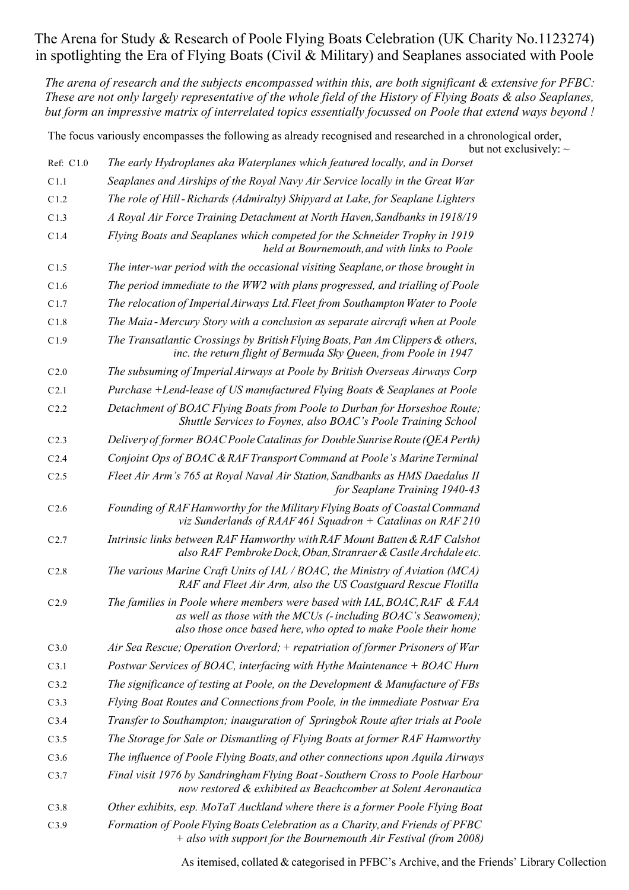# The Arena for Study & Research of Poole Flying Boats Celebration (UK Charity No.1123274) in spotlighting the Era of Flying Boats (Civil & Military) and Seaplanes associated with Poole

*The arena of research and the subjects encompassed within this, are both significant & extensive for PFBC: These are not only largely representative of the whole field of the History of Flying Boats & also Seaplanes, but form an impressive matrix of interrelated topics essentially focussed on Poole that extend ways beyond !*

The focus variously encompasses the following as already recognised and researched in a chronological order, but not exclusively: ~

| Ref: | |
|---|---|
| C1.0 | *The early Hydroplanes aka Waterplanes which featured locally, and in Dorset* |
| C1.1 | *Seaplanes and Airships of the Royal Navy Air Service locally in the Great War* |
| C1.2 | *The role of Hill - Richards (Admiralty) Shipyard at Lake, for Seaplane Lighters* |
| C1.3 | *A Royal Air Force Training Detachment at North Haven, Sandbanks in 1918/19* |
| C1.4 | *Flying Boats and Seaplanes which competed for the Schneider Trophy in 1919 held at Bournemouth, and with links to Poole* |
| C1.5 | *The inter-war period with the occasional visiting Seaplane, or those brought in* |
| C1.6 | *The period immediate to the WW2 with plans progressed, and trialling of Poole* |
| C1.7 | *The relocation of Imperial Airways Ltd. Fleet from Southampton Water to Poole* |
| C1.8 | *The Maia - Mercury Story with a conclusion as separate aircraft when at Poole* |
| C1.9 | *The Transatlantic Crossings by British Flying Boats, Pan Am Clippers & others, inc. the return flight of Bermuda Sky Queen, from Poole in 1947* |
| C2.0 | *The subsuming of Imperial Airways at Poole by British Overseas Airways Corp* |
| C2.1 | *Purchase +Lend-lease of US manufactured Flying Boats & Seaplanes at Poole* |
| C2.2 | *Detachment of BOAC Flying Boats from Poole to Durban for Horseshoe Route; Shuttle Services to Foynes, also BOAC's Poole Training School* |
| C2.3 | *Delivery of former BOAC Poole Catalinas for Double Sunrise Route (QEA Perth)* |
| C2.4 | *Conjoint Ops of BOAC & RAF Transport Command at Poole's Marine Terminal* |
| C2.5 | *Fleet Air Arm's 765 at Royal Naval Air Station, Sandbanks as HMS Daedalus II for Seaplane Training 1940-43* |
| C2.6 | *Founding of RAF Hamworthy for the Military Flying Boats of Coastal Command viz Sunderlands of RAAF 461 Squadron + Catalinas on RAF 210* |
| C2.7 | *Intrinsic links between RAF Hamworthy with RAF Mount Batten & RAF Calshot also RAF Pembroke Dock, Oban, Stranraer & Castle Archdale etc.* |
| C2.8 | *The various Marine Craft Units of IAL / BOAC, the Ministry of Aviation (MCA) RAF and Fleet Air Arm, also the US Coastguard Rescue Flotilla* |
| C2.9 | *The families in Poole where members were based with IAL, BOAC, RAF & FAA as well as those with the MCUs (- including BOAC's Seawomen); also those once based here, who opted to make Poole their home* |
| C3.0 | *Air Sea Rescue; Operation Overlord; + repatriation of former Prisoners of War* |
| C3.1 | *Postwar Services of BOAC, interfacing with Hythe Maintenance + BOAC Hurn* |
| C3.2 | *The significance of testing at Poole, on the Development & Manufacture of FBs* |
| C3.3 | *Flying Boat Routes and Connections from Poole, in the immediate Postwar Era* |
| C3.4 | *Transfer to Southampton; inauguration of Springbok Route after trials at Poole* |
| C3.5 | *The Storage for Sale or Dismantling of Flying Boats at former RAF Hamworthy* |
| C3.6 | *The influence of Poole Flying Boats, and other connections upon Aquila Airways* |
| C3.7 | *Final visit 1976 by Sandringham Flying Boat - Southern Cross to Poole Harbour now restored & exhibited as Beachcomber at Solent Aeronautica* |
| C3.8 | *Other exhibits, esp. MoTaT Auckland where there is a former Poole Flying Boat* |
| C3.9 | *Formation of Poole Flying Boats Celebration as a Charity, and Friends of PFBC + also with support for the Bournemouth Air Festival (from 2008)* |

As itemised, collated & categorised in PFBC's Archive, and the Friends' Library Collection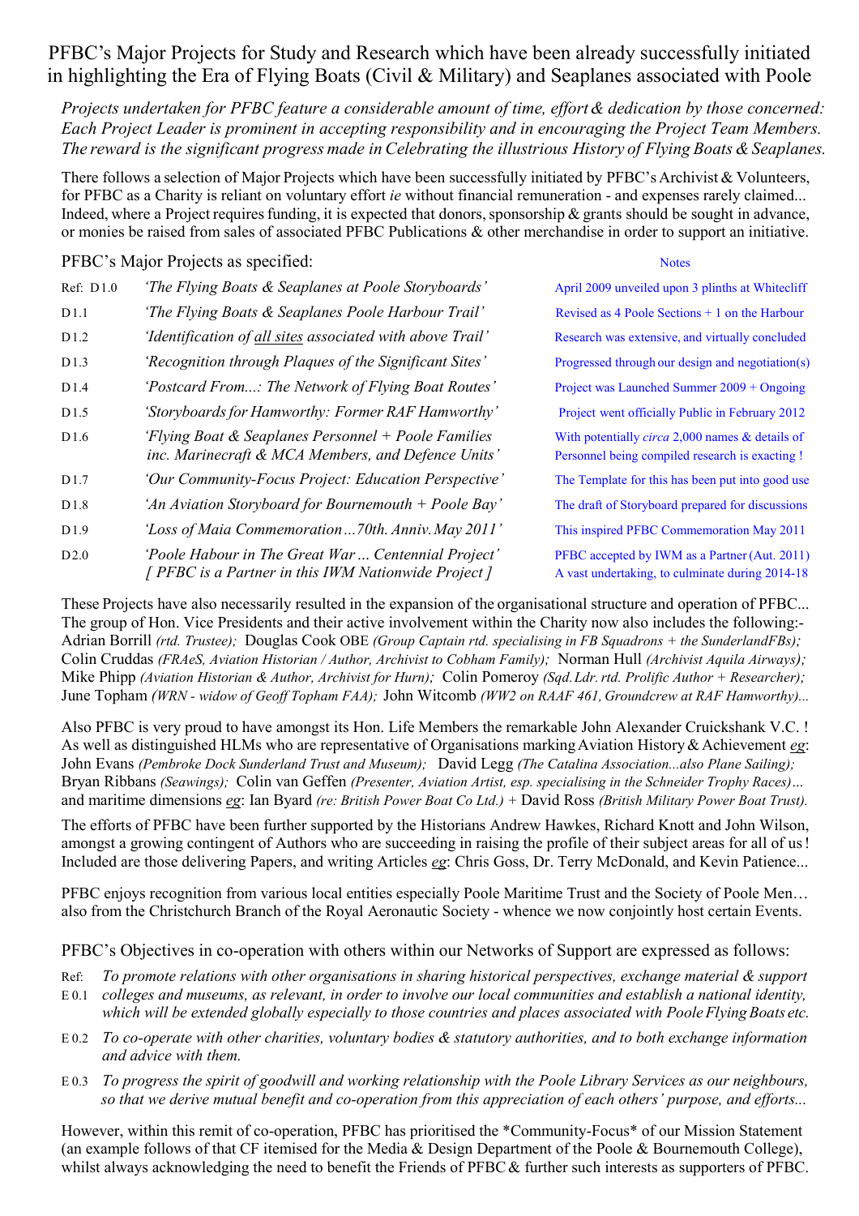# PFBC's Major Projects for Study and Research which have been already successfully initiated in highlighting the Era of Flying Boats (Civil & Military) and Seaplanes associated with Poole

*Projects undertaken for PFBC feature a considerable amount of time, effort & dedication by those concerned: Each Project Leader is prominent in accepting responsibility and in encouraging the Project Team Members. The reward is the significant progress made in Celebrating the illustrious History of Flying Boats & Seaplanes.*

There follows a selection of Major Projects which have been successfully initiated by PFBC's Archivist & Volunteers, for PFBC as a Charity is reliant on voluntary effort *ie* without financial remuneration - and expenses rarely claimed... Indeed, where a Project requires funding, it is expected that donors, sponsorship & grants should be sought in advance, or monies be raised from sales of associated PFBC Publications & other merchandise in order to support an initiative.

PFBC's Major Projects as specified:

| Ref: | Project | Notes |
|---|---|---|
| D1.0 | *'The Flying Boats & Seaplanes at Poole Storyboards'* | April 2009 unveiled upon 3 plinths at Whitecliff |
| D1.1 | *'The Flying Boats & Seaplanes Poole Harbour Trail'* | Revised as 4 Poole Sections + 1 on the Harbour |
| D1.2 | *'Identification of <u>all sites</u> associated with above Trail'* | Research was extensive, and virtually concluded |
| D1.3 | *'Recognition through Plaques of the Significant Sites'* | Progressed through our design and negotiation(s) |
| D1.4 | *'Postcard From...: The Network of Flying Boat Routes'* | Project was Launched Summer 2009 + Ongoing |
| D1.5 | *'Storyboards for Hamworthy: Former RAF Hamworthy'* | Project went officially Public in February 2012 |
| D1.6 | *'Flying Boat & Seaplanes Personnel + Poole Families inc. Marinecraft & MCA Members, and Defence Units'* | With potentially *circa* 2,000 names & details of Personnel being compiled research is exacting ! |
| D1.7 | *'Our Community-Focus Project: Education Perspective'* | The Template for this has been put into good use |
| D1.8 | *'An Aviation Storyboard for Bournemouth + Poole Bay'* | The draft of Storyboard prepared for discussions |
| D1.9 | *'Loss of Maia Commemoration ...70th. Anniv. May 2011'* | This inspired PFBC Commemoration May 2011 |
| D2.0 | *'Poole Habour in The Great War ... Centennial Project' [ PFBC is a Partner in this IWM Nationwide Project ]* | PFBC accepted by IWM as a Partner (Aut. 2011) A vast undertaking, to culminate during 2014-18 |

These Projects have also necessarily resulted in the expansion of the organisational structure and operation of PFBC... The group of Hon. Vice Presidents and their active involvement within the Charity now also includes the following:- Adrian Borrill *(rtd. Trustee);* Douglas Cook OBE *(Group Captain rtd. specialising in FB Squadrons + the SunderlandFBs);* Colin Cruddas *(FRAeS, Aviation Historian / Author, Archivist to Cobham Family);* Norman Hull *(Archivist Aquila Airways);* Mike Phipp *(Aviation Historian & Author, Archivist for Hurn);* Colin Pomeroy *(Sqd. Ldr. rtd. Prolific Author + Researcher);* June Topham *(WRN - widow of Geoff Topham FAA);* John Witcomb *(WW2 on RAAF 461, Groundcrew at RAF Hamworthy)...*

Also PFBC is very proud to have amongst its Hon. Life Members the remarkable John Alexander Cruickshank V.C. ! As well as distinguished HLMs who are representative of Organisations marking Aviation History & Achievement <u>*eg*</u>: John Evans *(Pembroke Dock Sunderland Trust and Museum);* David Legg *(The Catalina Association...also Plane Sailing);* Bryan Ribbans *(Seawings);* Colin van Geffen *(Presenter, Aviation Artist, esp. specialising in the Schneider Trophy Races)...* and maritime dimensions <u>*eg*</u>: Ian Byard *(re: British Power Boat Co Ltd.)* + David Ross *(British Military Power Boat Trust).*

The efforts of PFBC have been further supported by the Historians Andrew Hawkes, Richard Knott and John Wilson, amongst a growing contingent of Authors who are succeeding in raising the profile of their subject areas for all of us ! Included are those delivering Papers, and writing Articles <u>*eg*</u>: Chris Goss, Dr. Terry McDonald, and Kevin Patience...

PFBC enjoys recognition from various local entities especially Poole Maritime Trust and the Society of Poole Men… also from the Christchurch Branch of the Royal Aeronautic Society - whence we now conjointly host certain Events.

PFBC's Objectives in co-operation with others within our Networks of Support are expressed as follows:

| Ref: | Objective |
|---|---|
| E 0.1 | *To promote relations with other organisations in sharing historical perspectives, exchange material & support colleges and museums, as relevant, in order to involve our local communities and establish a national identity, which will be extended globally especially to those countries and places associated with Poole Flying Boats etc.* |
| E 0.2 | *To co-operate with other charities, voluntary bodies & statutory authorities, and to both exchange information and advice with them.* |
| E 0.3 | *To progress the spirit of goodwill and working relationship with the Poole Library Services as our neighbours, so that we derive mutual benefit and co-operation from this appreciation of each others' purpose, and efforts...* |

However, within this remit of co-operation, PFBC has prioritised the *Community-Focus* of our Mission Statement (an example follows of that CF itemised for the Media & Design Department of the Poole & Bournemouth College), whilst always acknowledging the need to benefit the Friends of PFBC & further such interests as supporters of PFBC.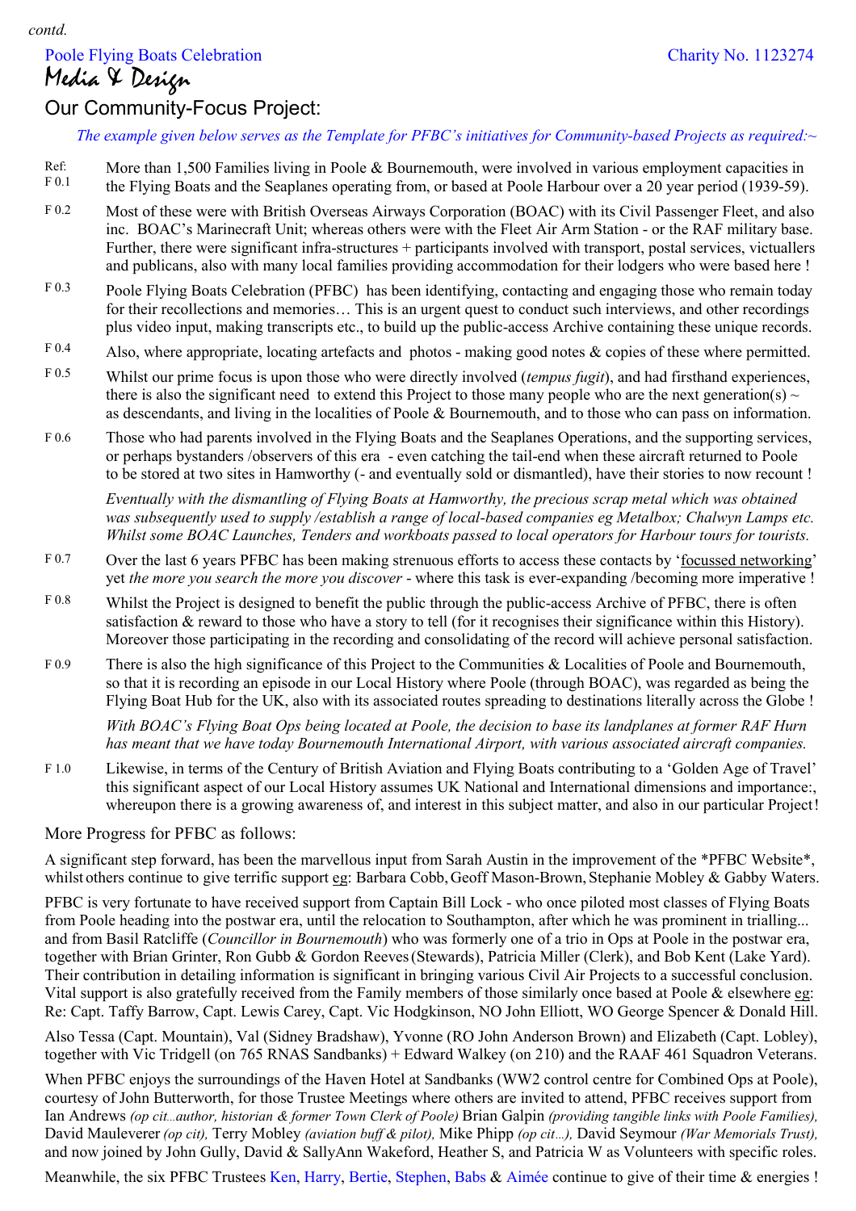*contd.*

Poole Flying Boats Celebration — Charity No. 1123274

## Media & Design

### Our Community-Focus Project:

*The example given below serves as the Template for PFBC's initiatives for Community-based Projects as required:~*

Ref: F 0.1 — More than 1,500 Families living in Poole & Bournemouth, were involved in various employment capacities in the Flying Boats and the Seaplanes operating from, or based at Poole Harbour over a 20 year period (1939-59).

F 0.2 — Most of these were with British Overseas Airways Corporation (BOAC) with its Civil Passenger Fleet, and also inc. BOAC's Marinecraft Unit; whereas others were with the Fleet Air Arm Station - or the RAF military base. Further, there were significant infra-structures + participants involved with transport, postal services, victuallers and publicans, also with many local families providing accommodation for their lodgers who were based here !

F 0.3 — Poole Flying Boats Celebration (PFBC) has been identifying, contacting and engaging those who remain today for their recollections and memories… This is an urgent quest to conduct such interviews, and other recordings plus video input, making transcripts etc., to build up the public-access Archive containing these unique records.

F 0.4 — Also, where appropriate, locating artefacts and photos - making good notes & copies of these where permitted.

F 0.5 — Whilst our prime focus is upon those who were directly involved (*tempus fugit*), and had firsthand experiences, there is also the significant need to extend this Project to those many people who are the next generation(s) ~ as descendants, and living in the localities of Poole & Bournemouth, and to those who can pass on information.

F 0.6 — Those who had parents involved in the Flying Boats and the Seaplanes Operations, and the supporting services, or perhaps bystanders /observers of this era - even catching the tail-end when these aircraft returned to Poole to be stored at two sites in Hamworthy (- and eventually sold or dismantled), have their stories to now recount !

*Eventually with the dismantling of Flying Boats at Hamworthy, the precious scrap metal which was obtained was subsequently used to supply /establish a range of local-based companies eg Metalbox; Chalwyn Lamps etc. Whilst some BOAC Launches, Tenders and workboats passed to local operators for Harbour tours for tourists.*

F 0.7 — Over the last 6 years PFBC has been making strenuous efforts to access these contacts by 'focussed networking' yet *the more you search the more you discover* - where this task is ever-expanding /becoming more imperative !

F 0.8 — Whilst the Project is designed to benefit the public through the public-access Archive of PFBC, there is often satisfaction & reward to those who have a story to tell (for it recognises their significance within this History). Moreover those participating in the recording and consolidating of the record will achieve personal satisfaction.

F 0.9 — There is also the high significance of this Project to the Communities & Localities of Poole and Bournemouth, so that it is recording an episode in our Local History where Poole (through BOAC), was regarded as being the Flying Boat Hub for the UK, also with its associated routes spreading to destinations literally across the Globe !

*With BOAC's Flying Boat Ops being located at Poole, the decision to base its landplanes at former RAF Hurn has meant that we have today Bournemouth International Airport, with various associated aircraft companies.*

F 1.0 — Likewise, in terms of the Century of British Aviation and Flying Boats contributing to a 'Golden Age of Travel' this significant aspect of our Local History assumes UK National and International dimensions and importance:, whereupon there is a growing awareness of, and interest in this subject matter, and also in our particular Project!

### More Progress for PFBC as follows:

A significant step forward, has been the marvellous input from Sarah Austin in the improvement of the *PFBC Website*, whilst others continue to give terrific support eg: Barbara Cobb, Geoff Mason-Brown, Stephanie Mobley & Gabby Waters.

PFBC is very fortunate to have received support from Captain Bill Lock - who once piloted most classes of Flying Boats from Poole heading into the postwar era, until the relocation to Southampton, after which he was prominent in trialling... and from Basil Ratcliffe (*Councillor in Bournemouth*) who was formerly one of a trio in Ops at Poole in the postwar era, together with Brian Grinter, Ron Gubb & Gordon Reeves (Stewards), Patricia Miller (Clerk), and Bob Kent (Lake Yard). Their contribution in detailing information is significant in bringing various Civil Air Projects to a successful conclusion. Vital support is also gratefully received from the Family members of those similarly once based at Poole & elsewhere eg: Re: Capt. Taffy Barrow, Capt. Lewis Carey, Capt. Vic Hodgkinson, NO John Elliott, WO George Spencer & Donald Hill.

Also Tessa (Capt. Mountain), Val (Sidney Bradshaw), Yvonne (RO John Anderson Brown) and Elizabeth (Capt. Lobley), together with Vic Tridgell (on 765 RNAS Sandbanks) + Edward Walkey (on 210) and the RAAF 461 Squadron Veterans.

When PFBC enjoys the surroundings of the Haven Hotel at Sandbanks (WW2 control centre for Combined Ops at Poole), courtesy of John Butterworth, for those Trustee Meetings where others are invited to attend, PFBC receives support from Ian Andrews *(op cit…author, historian & former Town Clerk of Poole)* Brian Galpin *(providing tangible links with Poole Families),* David Mauleverer *(op cit),* Terry Mobley *(aviation buff & pilot),* Mike Phipp *(op cit…),* David Seymour *(War Memorials Trust),* and now joined by John Gully, David & SallyAnn Wakeford, Heather S, and Patricia W as Volunteers with specific roles.

Meanwhile, the six PFBC Trustees Ken, Harry, Bertie, Stephen, Babs & Aimée continue to give of their time & energies !